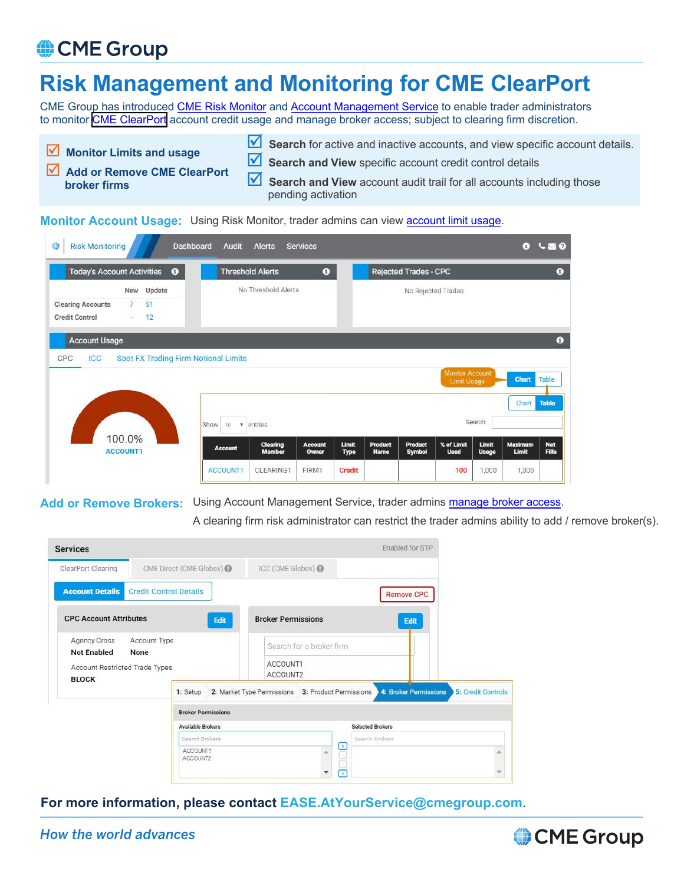CME Group

# Risk Management and Monitoring for CME ClearPort

CME Group has introduced CME Risk Monitor and Account Management Service to enable trader administrators to monitor CME ClearPort account credit usage and manage broker access; subject to clearing firm discretion.

- ☑ **Monitor Limits and usage**
- ☑ **Add or Remove CME ClearPort broker firms**

- ☑ **Search** for active and inactive accounts, and view specific account details.
- ☑ **Search and View** specific account credit control details
- ☑ **Search and View** account audit trail for all accounts including those pending activation

**Monitor Account Usage:** Using Risk Monitor, trader admins can view account limit usage.

**Add or Remove Brokers:** Using Account Management Service, trader admins manage broker access.

A clearing firm risk administrator can restrict the trader admins ability to add / remove broker(s).

**For more information, please contact EASE.AtYourService@cmegroup.com.**

*How the world advances*

CME Group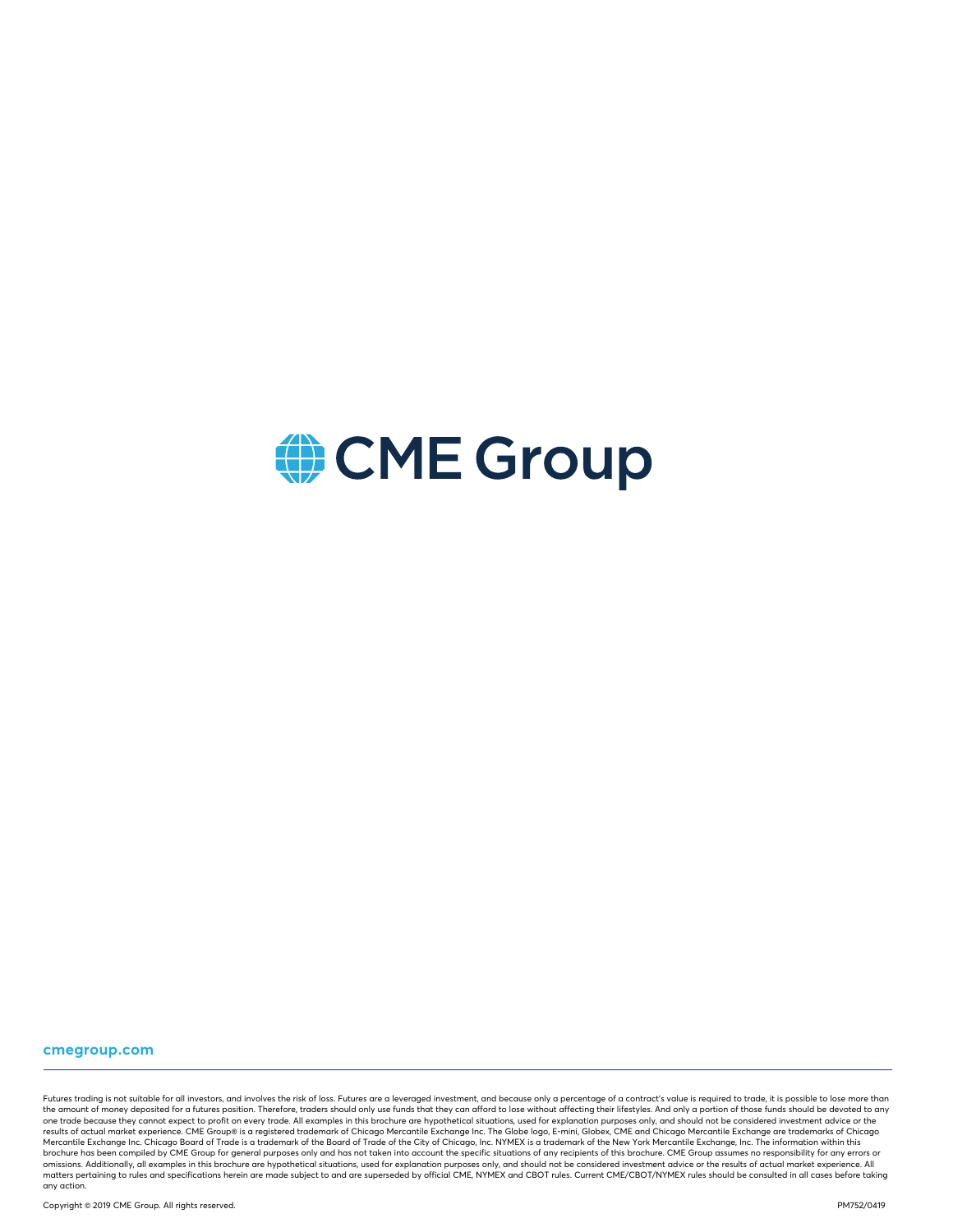CME Group

cmegroup.com

Futures trading is not suitable for all investors, and involves the risk of loss. Futures are a leveraged investment, and because only a percentage of a contract's value is required to trade, it is possible to lose more than the amount of money deposited for a futures position. Therefore, traders should only use funds that they can afford to lose without affecting their lifestyles. And only a portion of those funds should be devoted to any one trade because they cannot expect to profit on every trade. All examples in this brochure are hypothetical situations, used for explanation purposes only, and should not be considered investment advice or the results of actual market experience. CME Group® is a registered trademark of Chicago Mercantile Exchange Inc. The Globe logo, E-mini, Globex, CME and Chicago Mercantile Exchange are trademarks of Chicago Mercantile Exchange Inc. Chicago Board of Trade is a trademark of the Board of Trade of the City of Chicago, Inc. NYMEX is a trademark of the New York Mercantile Exchange, Inc. The information within this brochure has been compiled by CME Group for general purposes only and has not taken into account the specific situations of any recipients of this brochure. CME Group assumes no responsibility for any errors or omissions. Additionally, all examples in this brochure are hypothetical situations, used for explanation purposes only, and should not be considered investment advice or the results of actual market experience. All matters pertaining to rules and specifications herein are made subject to and are superseded by official CME, NYMEX and CBOT rules. Current CME/CBOT/NYMEX rules should be consulted in all cases before taking any action.

Copyright © 2019 CME Group. All rights reserved.

PM752/0419